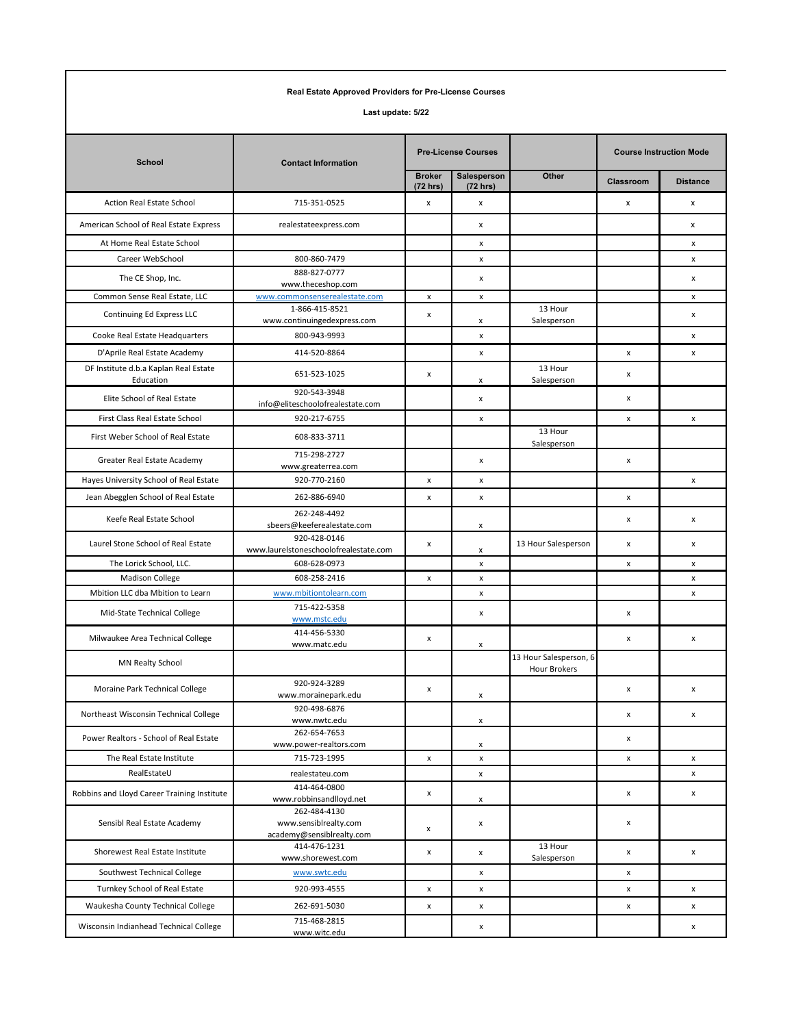**Real Estate Approved Providers for Pre-License Courses**

**Last update: 5/22**

| School | Contact Information | Pre-License Courses | | | Course Instruction Mode | |
|---|---|---|---|---|---|---|
| | | Broker (72 hrs) | Salesperson (72 hrs) | Other | Classroom | Distance |
| Action Real Estate School | 715-351-0525 | x | x | | x | x |
| American School of Real Estate Express | realestateexpress.com | | x | | | x |
| At Home Real Estate School | | | x | | | x |
| Career WebSchool | 800-860-7479 | | x | | | x |
| The CE Shop, Inc. | 888-827-0777 www.theceshop.com | | x | | | x |
| Common Sense Real Estate, LLC | www.commonsenserealestate.com | x | x | | | x |
| Continuing Ed Express LLC | 1-866-415-8521 www.continuingedexpress.com | x | x | 13 Hour Salesperson | | x |
| Cooke Real Estate Headquarters | 800-943-9993 | | x | | | x |
| D'Aprile Real Estate Academy | 414-520-8864 | | x | | x | x |
| DF Institute d.b.a Kaplan Real Estate Education | 651-523-1025 | x | x | 13 Hour Salesperson | x | |
| Elite School of Real Estate | 920-543-3948 info@eliteschoolofrealestate.com | | x | | x | |
| First Class Real Estate School | 920-217-6755 | | x | | x | x |
| First Weber School of Real Estate | 608-833-3711 | | | 13 Hour Salesperson | | |
| Greater Real Estate Academy | 715-298-2727 www.greaterrea.com | | x | | x | |
| Hayes University School of Real Estate | 920-770-2160 | x | x | | | x |
| Jean Abegglen School of Real Estate | 262-886-6940 | x | x | | x | |
| Keefe Real Estate School | 262-248-4492 sbeers@keeferealestate.com | | x | | x | x |
| Laurel Stone School of Real Estate | 920-428-0146 www.laurelstoneschoolofrealestate.com | x | x | 13 Hour Salesperson | x | x |
| The Lorick School, LLC. | 608-628-0973 | | x | | x | x |
| Madison College | 608-258-2416 | x | x | | | x |
| Mbition LLC dba Mbition to Learn | www.mbitiontolearn.com | | x | | | x |
| Mid-State Technical College | 715-422-5358 www.mstc.edu | | x | | x | |
| Milwaukee Area Technical College | 414-456-5330 www.matc.edu | x | x | | x | x |
| MN Realty School | | | | 13 Hour Salesperson, 6 Hour Brokers | | |
| Moraine Park Technical College | 920-924-3289 www.morainepark.edu | x | x | | x | x |
| Northeast Wisconsin Technical College | 920-498-6876 www.nwtc.edu | | x | | x | x |
| Power Realtors - School of Real Estate | 262-654-7653 www.power-realtors.com | | x | | x | |
| The Real Estate Institute | 715-723-1995 | x | x | | x | x |
| RealEstateU | realestateu.com | | x | | | x |
| Robbins and Lloyd Career Training Institute | 414-464-0800 www.robbinsandlloyd.net | x | x | | x | x |
| Sensibl Real Estate Academy | 262-484-4130 www.sensiblrealty.com academy@sensiblrealty.com | x | x | | x | |
| Shorewest Real Estate Institute | 414-476-1231 www.shorewest.com | x | x | 13 Hour Salesperson | x | x |
| Southwest Technical College | www.swtc.edu | | x | | x | |
| Turnkey School of Real Estate | 920-993-4555 | x | x | | x | x |
| Waukesha County Technical College | 262-691-5030 | x | x | | x | x |
| Wisconsin Indianhead Technical College | 715-468-2815 www.witc.edu | | x | | | x |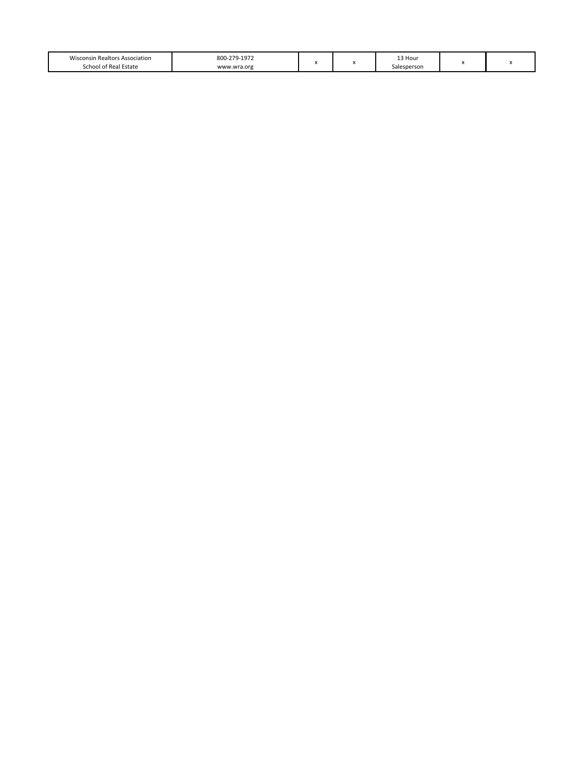| | | | | | | |
|---|---|---|---|---|---|---|
| Wisconsin Realtors Association School of Real Estate | 800-279-1972 www.wra.org | x | x | 13 Hour Salesperson | x | x |